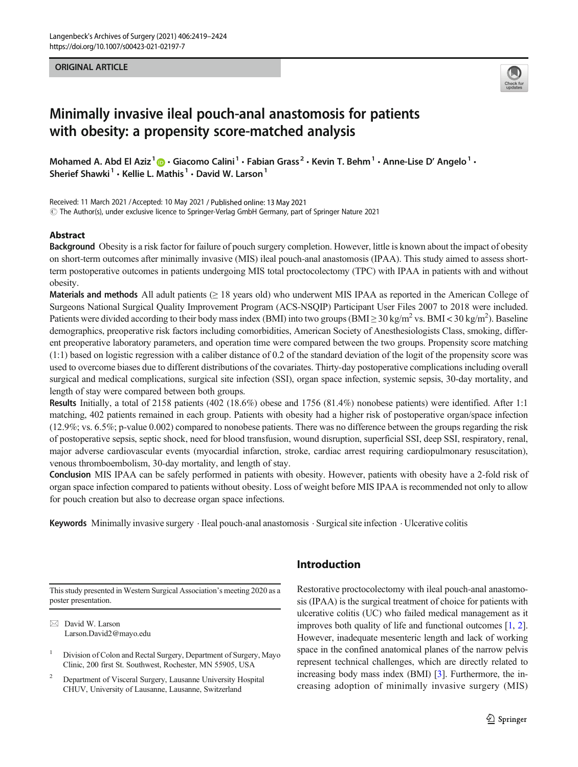ORIGINAL ARTICLE

# Minimally invasive ileal pouch-anal anastomosis for patients with obesity: a propensity score-matched analysis

**Mohamed A. Abd El Aziz**[1] · **Giacomo Calini**[1] · **Fabian Grass**[2] · **Kevin T. Behm**[1] · **Anne-Lise D' Angelo**[1] · **Sherief Shawki**[1] · **Kellie L. Mathis**[1] · **David W. Larson**[1]

Received: 11 March 2021 / Accepted: 10 May 2021 / Published online: 13 May 2021
© The Author(s), under exclusive licence to Springer-Verlag GmbH Germany, part of Springer Nature 2021

## Abstract

**Background** Obesity is a risk factor for failure of pouch surgery completion. However, little is known about the impact of obesity on short-term outcomes after minimally invasive (MIS) ileal pouch-anal anastomosis (IPAA). This study aimed to assess short-term postoperative outcomes in patients undergoing MIS total proctocolectomy (TPC) with IPAA in patients with and without obesity.

**Materials and methods** All adult patients (≥ 18 years old) who underwent MIS IPAA as reported in the American College of Surgeons National Surgical Quality Improvement Program (ACS-NSQIP) Participant User Files 2007 to 2018 were included. Patients were divided according to their body mass index (BMI) into two groups (BMI ≥ 30 kg/m$^2$ vs. BMI < 30 kg/m$^2$). Baseline demographics, preoperative risk factors including comorbidities, American Society of Anesthesiologists Class, smoking, different preoperative laboratory parameters, and operation time were compared between the two groups. Propensity score matching (1:1) based on logistic regression with a caliber distance of 0.2 of the standard deviation of the logit of the propensity score was used to overcome biases due to different distributions of the covariates. Thirty-day postoperative complications including overall surgical and medical complications, surgical site infection (SSI), organ space infection, systemic sepsis, 30-day mortality, and length of stay were compared between both groups.

**Results** Initially, a total of 2158 patients (402 (18.6%) obese and 1756 (81.4%) nonobese patients) were identified. After 1:1 matching, 402 patients remained in each group. Patients with obesity had a higher risk of postoperative organ/space infection (12.9%; vs. 6.5%; p-value 0.002) compared to nonobese patients. There was no difference between the groups regarding the risk of postoperative sepsis, septic shock, need for blood transfusion, wound disruption, superficial SSI, deep SSI, respiratory, renal, major adverse cardiovascular events (myocardial infarction, stroke, cardiac arrest requiring cardiopulmonary resuscitation), venous thromboembolism, 30-day mortality, and length of stay.

**Conclusion** MIS IPAA can be safely performed in patients with obesity. However, patients with obesity have a 2-fold risk of organ space infection compared to patients without obesity. Loss of weight before MIS IPAA is recommended not only to allow for pouch creation but also to decrease organ space infections.

**Keywords** Minimally invasive surgery · Ileal pouch-anal anastomosis · Surgical site infection · Ulcerative colitis

## Introduction

Restorative proctocolectomy with ileal pouch-anal anastomosis (IPAA) is the surgical treatment of choice for patients with ulcerative colitis (UC) who failed medical management as it improves both quality of life and functional outcomes [1, 2]. However, inadequate mesenteric length and lack of working space in the confined anatomical planes of the narrow pelvis represent technical challenges, which are directly related to increasing body mass index (BMI) [3]. Furthermore, the increasing adoption of minimally invasive surgery (MIS)

---

This study presented in Western Surgical Association's meeting 2020 as a poster presentation.

✉ David W. Larson
Larson.David2@mayo.edu

[1] Division of Colon and Rectal Surgery, Department of Surgery, Mayo Clinic, 200 first St. Southwest, Rochester, MN 55905, USA

[2] Department of Visceral Surgery, Lausanne University Hospital CHUV, University of Lausanne, Lausanne, Switzerland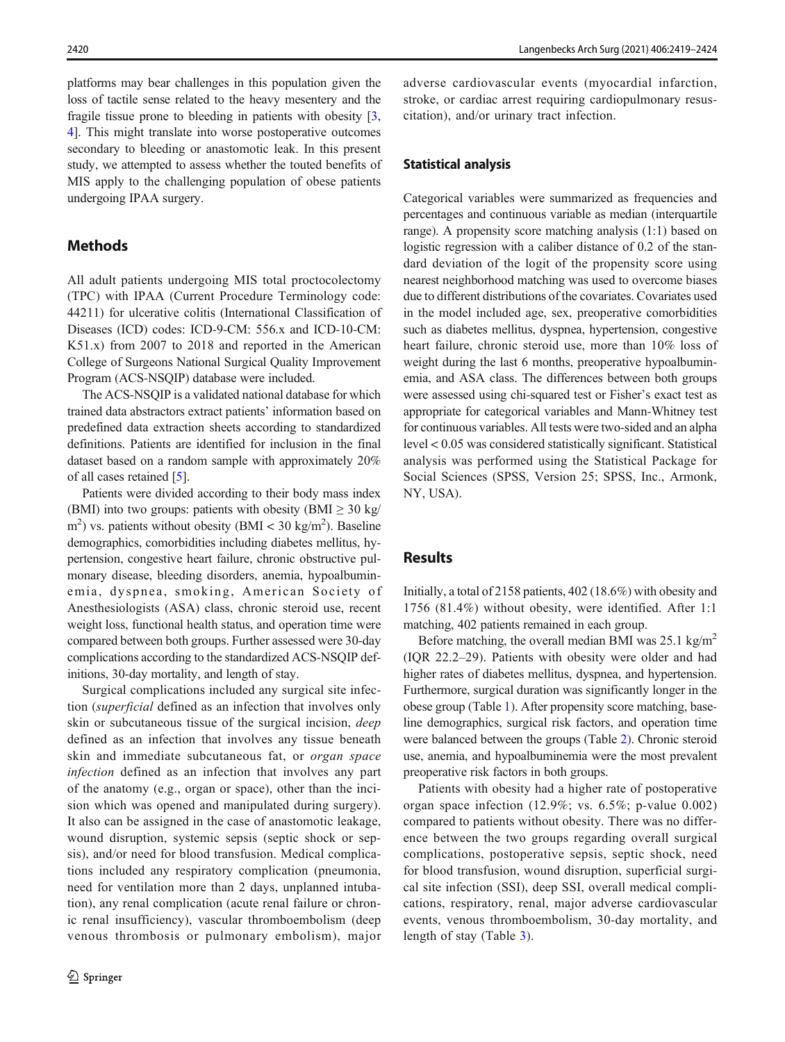platforms may bear challenges in this population given the loss of tactile sense related to the heavy mesentery and the fragile tissue prone to bleeding in patients with obesity [3, 4]. This might translate into worse postoperative outcomes secondary to bleeding or anastomotic leak. In this present study, we attempted to assess whether the touted benefits of MIS apply to the challenging population of obese patients undergoing IPAA surgery.

## Methods

All adult patients undergoing MIS total proctocolectomy (TPC) with IPAA (Current Procedure Terminology code: 44211) for ulcerative colitis (International Classification of Diseases (ICD) codes: ICD-9-CM: 556.x and ICD-10-CM: K51.x) from 2007 to 2018 and reported in the American College of Surgeons National Surgical Quality Improvement Program (ACS-NSQIP) database were included.

The ACS-NSQIP is a validated national database for which trained data abstractors extract patients' information based on predefined data extraction sheets according to standardized definitions. Patients are identified for inclusion in the final dataset based on a random sample with approximately 20% of all cases retained [5].

Patients were divided according to their body mass index (BMI) into two groups: patients with obesity (BMI ≥ 30 kg/m$^2$) vs. patients without obesity (BMI < 30 kg/m$^2$). Baseline demographics, comorbidities including diabetes mellitus, hypertension, congestive heart failure, chronic obstructive pulmonary disease, bleeding disorders, anemia, hypoalbuminemia, dyspnea, smoking, American Society of Anesthesiologists (ASA) class, chronic steroid use, recent weight loss, functional health status, and operation time were compared between both groups. Further assessed were 30-day complications according to the standardized ACS-NSQIP definitions, 30-day mortality, and length of stay.

Surgical complications included any surgical site infection (*superficial* defined as an infection that involves only skin or subcutaneous tissue of the surgical incision, *deep* defined as an infection that involves any tissue beneath skin and immediate subcutaneous fat, or *organ space infection* defined as an infection that involves any part of the anatomy (e.g., organ or space), other than the incision which was opened and manipulated during surgery). It also can be assigned in the case of anastomotic leakage, wound disruption, systemic sepsis (septic shock or sepsis), and/or need for blood transfusion. Medical complications included any respiratory complication (pneumonia, need for ventilation more than 2 days, unplanned intubation), any renal complication (acute renal failure or chronic renal insufficiency), vascular thromboembolism (deep venous thrombosis or pulmonary embolism), major adverse cardiovascular events (myocardial infarction, stroke, or cardiac arrest requiring cardiopulmonary resuscitation), and/or urinary tract infection.

### Statistical analysis

Categorical variables were summarized as frequencies and percentages and continuous variable as median (interquartile range). A propensity score matching analysis (1:1) based on logistic regression with a caliber distance of 0.2 of the standard deviation of the logit of the propensity score using nearest neighborhood matching was used to overcome biases due to different distributions of the covariates. Covariates used in the model included age, sex, preoperative comorbidities such as diabetes mellitus, dyspnea, hypertension, congestive heart failure, chronic steroid use, more than 10% loss of weight during the last 6 months, preoperative hypoalbuminemia, and ASA class. The differences between both groups were assessed using chi-squared test or Fisher's exact test as appropriate for categorical variables and Mann-Whitney test for continuous variables. All tests were two-sided and an alpha level < 0.05 was considered statistically significant. Statistical analysis was performed using the Statistical Package for Social Sciences (SPSS, Version 25; SPSS, Inc., Armonk, NY, USA).

## Results

Initially, a total of 2158 patients, 402 (18.6%) with obesity and 1756 (81.4%) without obesity, were identified. After 1:1 matching, 402 patients remained in each group.

Before matching, the overall median BMI was 25.1 kg/m$^2$ (IQR 22.2–29). Patients with obesity were older and had higher rates of diabetes mellitus, dyspnea, and hypertension. Furthermore, surgical duration was significantly longer in the obese group (Table 1). After propensity score matching, baseline demographics, surgical risk factors, and operation time were balanced between the groups (Table 2). Chronic steroid use, anemia, and hypoalbuminemia were the most prevalent preoperative risk factors in both groups.

Patients with obesity had a higher rate of postoperative organ space infection (12.9%; vs. 6.5%; p-value 0.002) compared to patients without obesity. There was no difference between the two groups regarding overall surgical complications, postoperative sepsis, septic shock, need for blood transfusion, wound disruption, superficial surgical site infection (SSI), deep SSI, overall medical complications, respiratory, renal, major adverse cardiovascular events, venous thromboembolism, 30-day mortality, and length of stay (Table 3).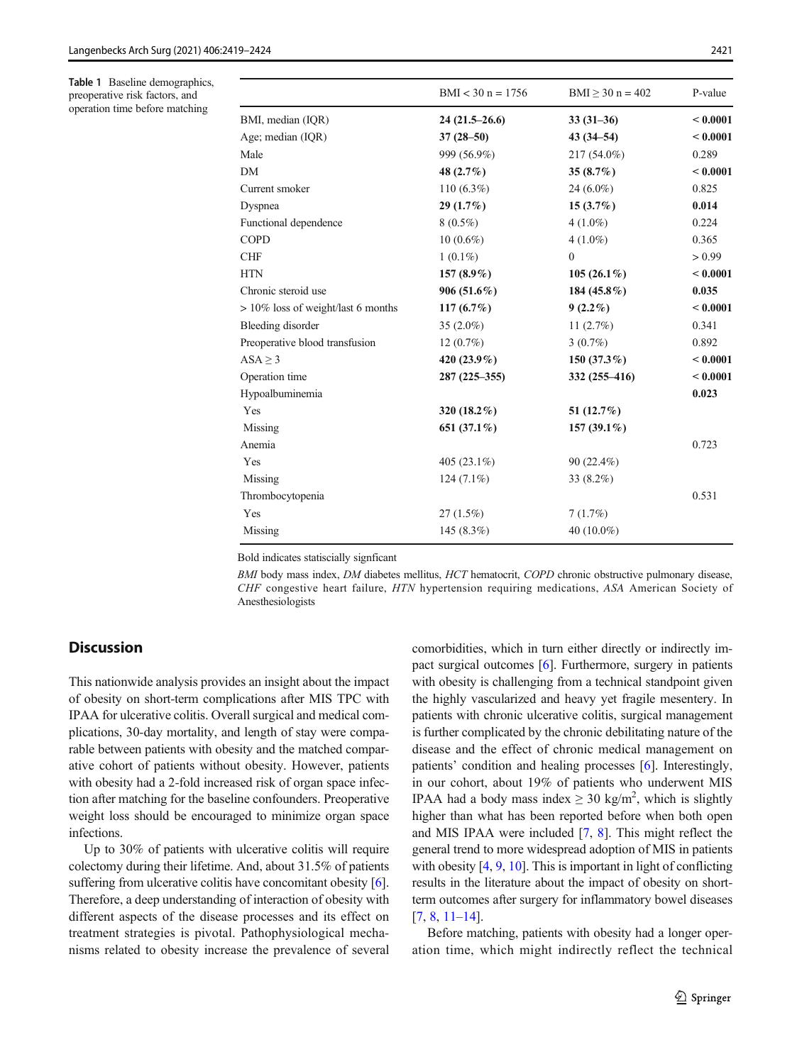**Table 1** Baseline demographics, preoperative risk factors, and operation time before matching

| | BMI < 30 n = 1756 | BMI ≥ 30 n = 402 | P-value |
|---|---|---|---|
| BMI, median (IQR) | **24 (21.5–26.6)** | **33 (31–36)** | **< 0.0001** |
| Age; median (IQR) | **37 (28–50)** | **43 (34–54)** | **< 0.0001** |
| Male | 999 (56.9%) | 217 (54.0%) | 0.289 |
| DM | **48 (2.7%)** | **35 (8.7%)** | **< 0.0001** |
| Current smoker | 110 (6.3%) | 24 (6.0%) | 0.825 |
| Dyspnea | **29 (1.7%)** | **15 (3.7%)** | **0.014** |
| Functional dependence | 8 (0.5%) | 4 (1.0%) | 0.224 |
| COPD | 10 (0.6%) | 4 (1.0%) | 0.365 |
| CHF | 1 (0.1%) | 0 | > 0.99 |
| HTN | **157 (8.9%)** | **105 (26.1%)** | **< 0.0001** |
| Chronic steroid use | **906 (51.6%)** | **184 (45.8%)** | **0.035** |
| > 10% loss of weight/last 6 months | **117 (6.7%)** | **9 (2.2%)** | **< 0.0001** |
| Bleeding disorder | 35 (2.0%) | 11 (2.7%) | 0.341 |
| Preoperative blood transfusion | 12 (0.7%) | 3 (0.7%) | 0.892 |
| ASA ≥ 3 | **420 (23.9%)** | **150 (37.3%)** | **< 0.0001** |
| Operation time | **287 (225–355)** | **332 (255–416)** | **< 0.0001** |
| Hypoalbuminemia | | | **0.023** |
| Yes | **320 (18.2%)** | **51 (12.7%)** | |
| Missing | **651 (37.1%)** | **157 (39.1%)** | |
| Anemia | | | 0.723 |
| Yes | 405 (23.1%) | 90 (22.4%) | |
| Missing | 124 (7.1%) | 33 (8.2%) | |
| Thrombocytopenia | | | 0.531 |
| Yes | 27 (1.5%) | 7 (1.7%) | |
| Missing | 145 (8.3%) | 40 (10.0%) | |

Bold indicates statiscially signficant

*BMI* body mass index, *DM* diabetes mellitus, *HCT* hematocrit, *COPD* chronic obstructive pulmonary disease, *CHF* congestive heart failure, *HTN* hypertension requiring medications, *ASA* American Society of Anesthesiologists

## Discussion

This nationwide analysis provides an insight about the impact of obesity on short-term complications after MIS TPC with IPAA for ulcerative colitis. Overall surgical and medical complications, 30-day mortality, and length of stay were comparable between patients with obesity and the matched comparative cohort of patients without obesity. However, patients with obesity had a 2-fold increased risk of organ space infection after matching for the baseline confounders. Preoperative weight loss should be encouraged to minimize organ space infections.

Up to 30% of patients with ulcerative colitis will require colectomy during their lifetime. And, about 31.5% of patients suffering from ulcerative colitis have concomitant obesity [6]. Therefore, a deep understanding of interaction of obesity with different aspects of the disease processes and its effect on treatment strategies is pivotal. Pathophysiological mechanisms related to obesity increase the prevalence of several comorbidities, which in turn either directly or indirectly impact surgical outcomes [6]. Furthermore, surgery in patients with obesity is challenging from a technical standpoint given the highly vascularized and heavy yet fragile mesentery. In patients with chronic ulcerative colitis, surgical management is further complicated by the chronic debilitating nature of the disease and the effect of chronic medical management on patients' condition and healing processes [6]. Interestingly, in our cohort, about 19% of patients who underwent MIS IPAA had a body mass index ≥ 30 kg/m$^2$, which is slightly higher than what has been reported before when both open and MIS IPAA were included [7, 8]. This might reflect the general trend to more widespread adoption of MIS in patients with obesity [4, 9, 10]. This is important in light of conflicting results in the literature about the impact of obesity on short-term outcomes after surgery for inflammatory bowel diseases [7, 8, 11–14].

Before matching, patients with obesity had a longer operation time, which might indirectly reflect the technical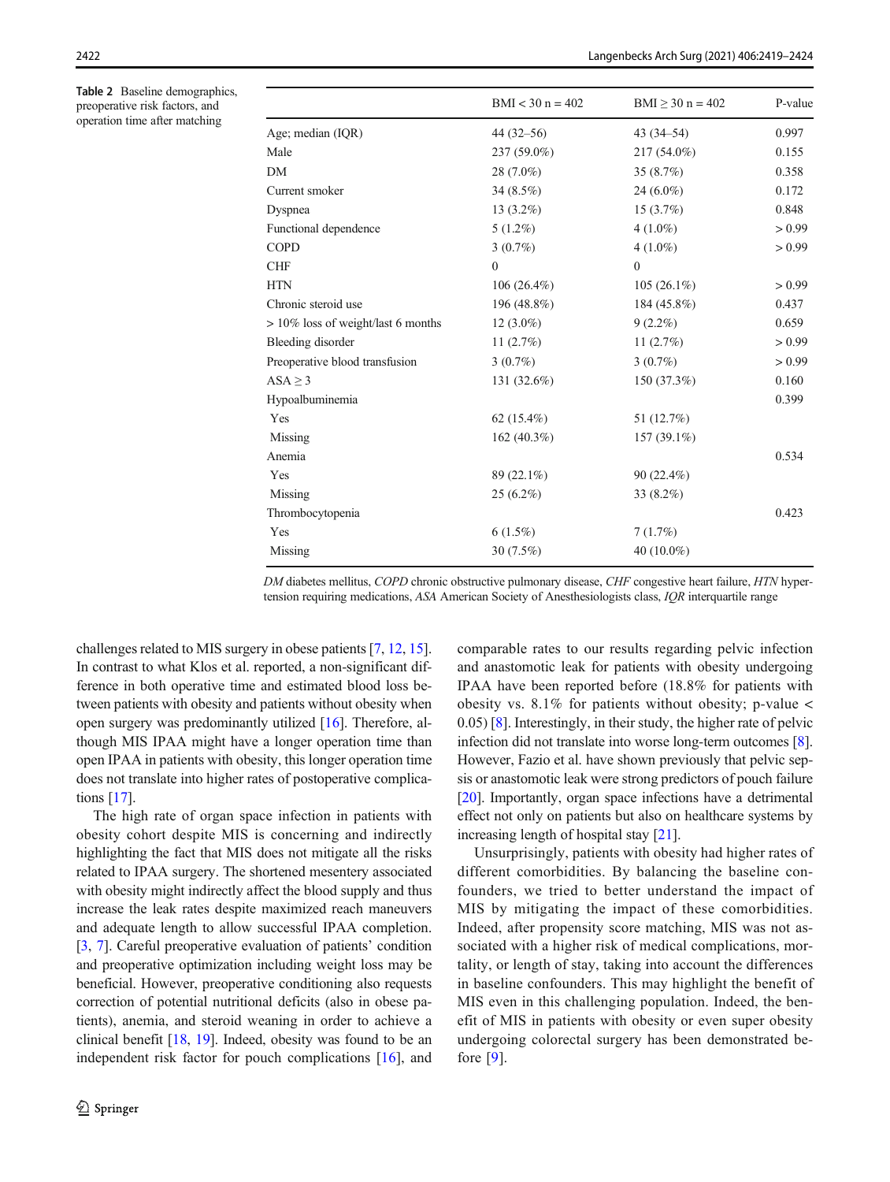**Table 2** Baseline demographics, preoperative risk factors, and operation time after matching

| | BMI < 30 n = 402 | BMI ≥ 30 n = 402 | P-value |
|---|---|---|---|
| Age; median (IQR) | 44 (32–56) | 43 (34–54) | 0.997 |
| Male | 237 (59.0%) | 217 (54.0%) | 0.155 |
| DM | 28 (7.0%) | 35 (8.7%) | 0.358 |
| Current smoker | 34 (8.5%) | 24 (6.0%) | 0.172 |
| Dyspnea | 13 (3.2%) | 15 (3.7%) | 0.848 |
| Functional dependence | 5 (1.2%) | 4 (1.0%) | > 0.99 |
| COPD | 3 (0.7%) | 4 (1.0%) | > 0.99 |
| CHF | 0 | 0 | |
| HTN | 106 (26.4%) | 105 (26.1%) | > 0.99 |
| Chronic steroid use | 196 (48.8%) | 184 (45.8%) | 0.437 |
| > 10% loss of weight/last 6 months | 12 (3.0%) | 9 (2.2%) | 0.659 |
| Bleeding disorder | 11 (2.7%) | 11 (2.7%) | > 0.99 |
| Preoperative blood transfusion | 3 (0.7%) | 3 (0.7%) | > 0.99 |
| ASA ≥ 3 | 131 (32.6%) | 150 (37.3%) | 0.160 |
| Hypoalbuminemia | | | 0.399 |
| Yes | 62 (15.4%) | 51 (12.7%) | |
| Missing | 162 (40.3%) | 157 (39.1%) | |
| Anemia | | | 0.534 |
| Yes | 89 (22.1%) | 90 (22.4%) | |
| Missing | 25 (6.2%) | 33 (8.2%) | |
| Thrombocytopenia | | | 0.423 |
| Yes | 6 (1.5%) | 7 (1.7%) | |
| Missing | 30 (7.5%) | 40 (10.0%) | |

*DM* diabetes mellitus, *COPD* chronic obstructive pulmonary disease, *CHF* congestive heart failure, *HTN* hypertension requiring medications, *ASA* American Society of Anesthesiologists class, *IQR* interquartile range

challenges related to MIS surgery in obese patients [7, 12, 15]. In contrast to what Klos et al. reported, a non-significant difference in both operative time and estimated blood loss between patients with obesity and patients without obesity when open surgery was predominantly utilized [16]. Therefore, although MIS IPAA might have a longer operation time than open IPAA in patients with obesity, this longer operation time does not translate into higher rates of postoperative complications [17].

The high rate of organ space infection in patients with obesity cohort despite MIS is concerning and indirectly highlighting the fact that MIS does not mitigate all the risks related to IPAA surgery. The shortened mesentery associated with obesity might indirectly affect the blood supply and thus increase the leak rates despite maximized reach maneuvers and adequate length to allow successful IPAA completion. [3, 7]. Careful preoperative evaluation of patients' condition and preoperative optimization including weight loss may be beneficial. However, preoperative conditioning also requests correction of potential nutritional deficits (also in obese patients), anemia, and steroid weaning in order to achieve a clinical benefit [18, 19]. Indeed, obesity was found to be an independent risk factor for pouch complications [16], and comparable rates to our results regarding pelvic infection and anastomotic leak for patients with obesity undergoing IPAA have been reported before (18.8% for patients with obesity vs. 8.1% for patients without obesity; p-value < 0.05) [8]. Interestingly, in their study, the higher rate of pelvic infection did not translate into worse long-term outcomes [8]. However, Fazio et al. have shown previously that pelvic sepsis or anastomotic leak were strong predictors of pouch failure [20]. Importantly, organ space infections have a detrimental effect not only on patients but also on healthcare systems by increasing length of hospital stay [21].

Unsurprisingly, patients with obesity had higher rates of different comorbidities. By balancing the baseline confounders, we tried to better understand the impact of MIS by mitigating the impact of these comorbidities. Indeed, after propensity score matching, MIS was not associated with a higher risk of medical complications, mortality, or length of stay, taking into account the differences in baseline confounders. This may highlight the benefit of MIS even in this challenging population. Indeed, the benefit of MIS in patients with obesity or even super obesity undergoing colorectal surgery has been demonstrated before [9].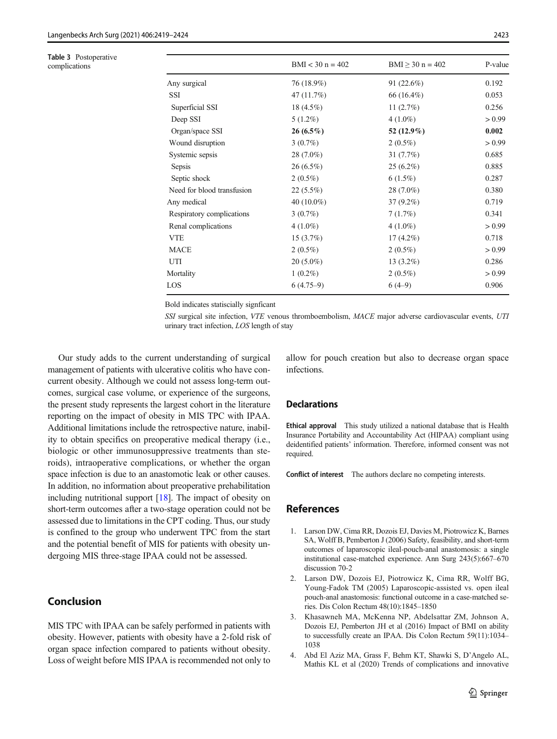**Table 3** Postoperative complications

| | BMI < 30 n = 402 | BMI ≥ 30 n = 402 | P-value |
|---|---|---|---|
| Any surgical | 76 (18.9%) | 91 (22.6%) | 0.192 |
| SSI | 47 (11.7%) | 66 (16.4%) | 0.053 |
| Superficial SSI | 18 (4.5%) | 11 (2.7%) | 0.256 |
| Deep SSI | 5 (1.2%) | 4 (1.0%) | > 0.99 |
| Organ/space SSI | **26 (6.5%)** | **52 (12.9%)** | **0.002** |
| Wound disruption | 3 (0.7%) | 2 (0.5%) | > 0.99 |
| Systemic sepsis | 28 (7.0%) | 31 (7.7%) | 0.685 |
| Sepsis | 26 (6.5%) | 25 (6.2%) | 0.885 |
| Septic shock | 2 (0.5%) | 6 (1.5%) | 0.287 |
| Need for blood transfusion | 22 (5.5%) | 28 (7.0%) | 0.380 |
| Any medical | 40 (10.0%) | 37 (9.2%) | 0.719 |
| Respiratory complications | 3 (0.7%) | 7 (1.7%) | 0.341 |
| Renal complications | 4 (1.0%) | 4 (1.0%) | > 0.99 |
| VTE | 15 (3.7%) | 17 (4.2%) | 0.718 |
| MACE | 2 (0.5%) | 2 (0.5%) | > 0.99 |
| UTI | 20 (5.0%) | 13 (3.2%) | 0.286 |
| Mortality | 1 (0.2%) | 2 (0.5%) | > 0.99 |
| LOS | 6 (4.75–9) | 6 (4–9) | 0.906 |

Bold indicates statiscially signficant

*SSI* surgical site infection, *VTE* venous thromboembolism, *MACE* major adverse cardiovascular events, *UTI* urinary tract infection, *LOS* length of stay

Our study adds to the current understanding of surgical management of patients with ulcerative colitis who have concurrent obesity. Although we could not assess long-term outcomes, surgical case volume, or experience of the surgeons, the present study represents the largest cohort in the literature reporting on the impact of obesity in MIS TPC with IPAA. Additional limitations include the retrospective nature, inability to obtain specifics on preoperative medical therapy (i.e., biologic or other immunosuppressive treatments than steroids), intraoperative complications, or whether the organ space infection is due to an anastomotic leak or other causes. In addition, no information about preoperative prehabilitation including nutritional support [18]. The impact of obesity on short-term outcomes after a two-stage operation could not be assessed due to limitations in the CPT coding. Thus, our study is confined to the group who underwent TPC from the start and the potential benefit of MIS for patients with obesity undergoing MIS three-stage IPAA could not be assessed.

## Conclusion

MIS TPC with IPAA can be safely performed in patients with obesity. However, patients with obesity have a 2-fold risk of organ space infection compared to patients without obesity. Loss of weight before MIS IPAA is recommended not only to allow for pouch creation but also to decrease organ space infections.

## Declarations

**Ethical approval** This study utilized a national database that is Health Insurance Portability and Accountability Act (HIPAA) compliant using deidentified patients' information. Therefore, informed consent was not required.

**Conflict of interest** The authors declare no competing interests.

## References

1. Larson DW, Cima RR, Dozois EJ, Davies M, Piotrowicz K, Barnes SA, Wolff B, Pemberton J (2006) Safety, feasibility, and short-term outcomes of laparoscopic ileal-pouch-anal anastomosis: a single institutional case-matched experience. Ann Surg 243(5):667–670 discussion 70-2
2. Larson DW, Dozois EJ, Piotrowicz K, Cima RR, Wolff BG, Young-Fadok TM (2005) Laparoscopic-assisted vs. open ileal pouch-anal anastomosis: functional outcome in a case-matched series. Dis Colon Rectum 48(10):1845–1850
3. Khasawneh MA, McKenna NP, Abdelsattar ZM, Johnson A, Dozois EJ, Pemberton JH et al (2016) Impact of BMI on ability to successfully create an IPAA. Dis Colon Rectum 59(11):1034–1038
4. Abd El Aziz MA, Grass F, Behm KT, Shawki S, D'Angelo AL, Mathis KL et al (2020) Trends of complications and innovative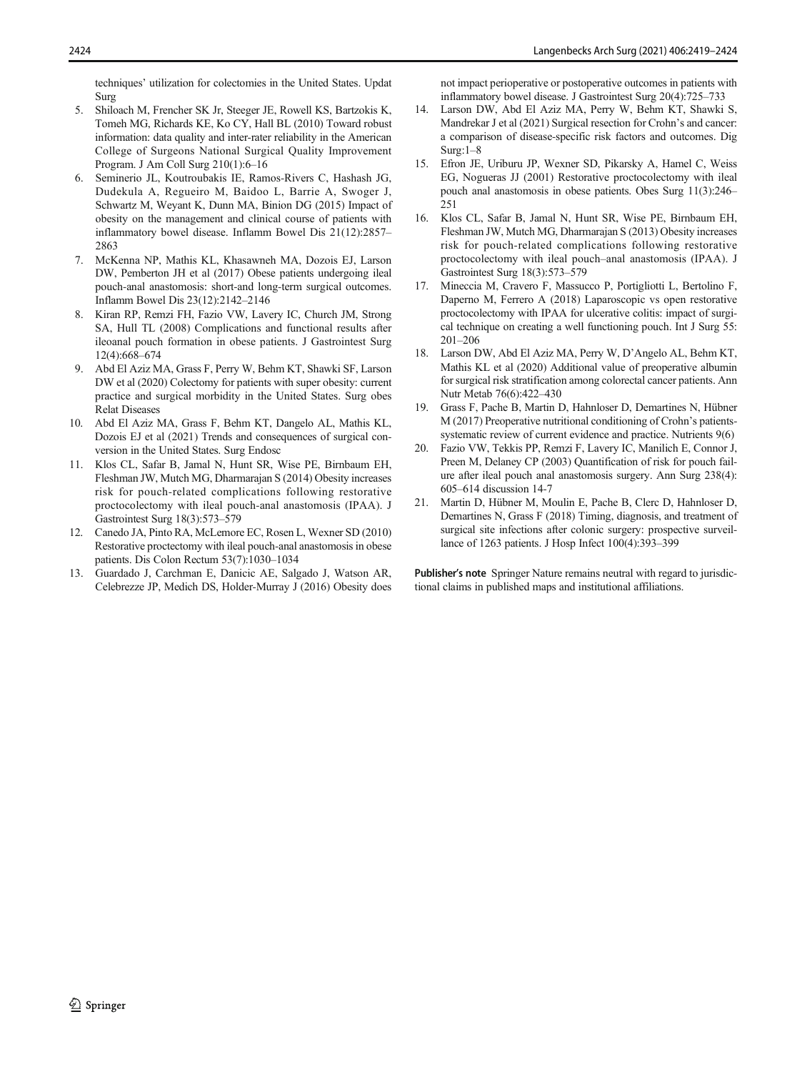techniques' utilization for colectomies in the United States. Updat Surg

5. Shiloach M, Frencher SK Jr, Steeger JE, Rowell KS, Bartzokis K, Tomeh MG, Richards KE, Ko CY, Hall BL (2010) Toward robust information: data quality and inter-rater reliability in the American College of Surgeons National Surgical Quality Improvement Program. J Am Coll Surg 210(1):6–16
6. Seminerio JL, Koutroubakis IE, Ramos-Rivers C, Hashash JG, Dudekula A, Regueiro M, Baidoo L, Barrie A, Swoger J, Schwartz M, Weyant K, Dunn MA, Binion DG (2015) Impact of obesity on the management and clinical course of patients with inflammatory bowel disease. Inflamm Bowel Dis 21(12):2857–2863
7. McKenna NP, Mathis KL, Khasawneh MA, Dozois EJ, Larson DW, Pemberton JH et al (2017) Obese patients undergoing ileal pouch-anal anastomosis: short-and long-term surgical outcomes. Inflamm Bowel Dis 23(12):2142–2146
8. Kiran RP, Remzi FH, Fazio VW, Lavery IC, Church JM, Strong SA, Hull TL (2008) Complications and functional results after ileoanal pouch formation in obese patients. J Gastrointest Surg 12(4):668–674
9. Abd El Aziz MA, Grass F, Perry W, Behm KT, Shawki SF, Larson DW et al (2020) Colectomy for patients with super obesity: current practice and surgical morbidity in the United States. Surg obes Relat Diseases
10. Abd El Aziz MA, Grass F, Behm KT, Dangelo AL, Mathis KL, Dozois EJ et al (2021) Trends and consequences of surgical conversion in the United States. Surg Endosc
11. Klos CL, Safar B, Jamal N, Hunt SR, Wise PE, Birnbaum EH, Fleshman JW, Mutch MG, Dharmarajan S (2014) Obesity increases risk for pouch-related complications following restorative proctocolectomy with ileal pouch-anal anastomosis (IPAA). J Gastrointest Surg 18(3):573–579
12. Canedo JA, Pinto RA, McLemore EC, Rosen L, Wexner SD (2010) Restorative proctectomy with ileal pouch-anal anastomosis in obese patients. Dis Colon Rectum 53(7):1030–1034
13. Guardado J, Carchman E, Danicic AE, Salgado J, Watson AR, Celebrezze JP, Medich DS, Holder-Murray J (2016) Obesity does not impact perioperative or postoperative outcomes in patients with inflammatory bowel disease. J Gastrointest Surg 20(4):725–733
14. Larson DW, Abd El Aziz MA, Perry W, Behm KT, Shawki S, Mandrekar J et al (2021) Surgical resection for Crohn's and cancer: a comparison of disease-specific risk factors and outcomes. Dig Surg:1–8
15. Efron JE, Uriburu JP, Wexner SD, Pikarsky A, Hamel C, Weiss EG, Nogueras JJ (2001) Restorative proctocolectomy with ileal pouch anal anastomosis in obese patients. Obes Surg 11(3):246–251
16. Klos CL, Safar B, Jamal N, Hunt SR, Wise PE, Birnbaum EH, Fleshman JW, Mutch MG, Dharmarajan S (2013) Obesity increases risk for pouch-related complications following restorative proctocolectomy with ileal pouch–anal anastomosis (IPAA). J Gastrointest Surg 18(3):573–579
17. Mineccia M, Cravero F, Massucco P, Portigliotti L, Bertolino F, Daperno M, Ferrero A (2018) Laparoscopic vs open restorative proctocolectomy with IPAA for ulcerative colitis: impact of surgical technique on creating a well functioning pouch. Int J Surg 55:201–206
18. Larson DW, Abd El Aziz MA, Perry W, D'Angelo AL, Behm KT, Mathis KL et al (2020) Additional value of preoperative albumin for surgical risk stratification among colorectal cancer patients. Ann Nutr Metab 76(6):422–430
19. Grass F, Pache B, Martin D, Hahnloser D, Demartines N, Hübner M (2017) Preoperative nutritional conditioning of Crohn's patients-systematic review of current evidence and practice. Nutrients 9(6)
20. Fazio VW, Tekkis PP, Remzi F, Lavery IC, Manilich E, Connor J, Preen M, Delaney CP (2003) Quantification of risk for pouch failure after ileal pouch anal anastomosis surgery. Ann Surg 238(4):605–614 discussion 14-7
21. Martin D, Hübner M, Moulin E, Pache B, Clerc D, Hahnloser D, Demartines N, Grass F (2018) Timing, diagnosis, and treatment of surgical site infections after colonic surgery: prospective surveillance of 1263 patients. J Hosp Infect 100(4):393–399

**Publisher's note** Springer Nature remains neutral with regard to jurisdictional claims in published maps and institutional affiliations.